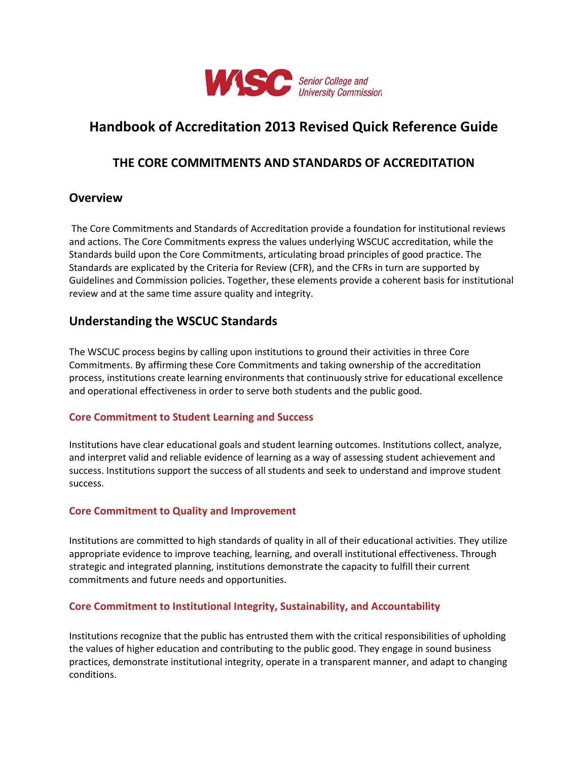WASC Senior College and University Commission

# Handbook of Accreditation 2013 Revised Quick Reference Guide

## THE CORE COMMITMENTS AND STANDARDS OF ACCREDITATION

## Overview

The Core Commitments and Standards of Accreditation provide a foundation for institutional reviews and actions. The Core Commitments express the values underlying WSCUC accreditation, while the Standards build upon the Core Commitments, articulating broad principles of good practice. The Standards are explicated by the Criteria for Review (CFR), and the CFRs in turn are supported by Guidelines and Commission policies. Together, these elements provide a coherent basis for institutional review and at the same time assure quality and integrity.

## Understanding the WSCUC Standards

The WSCUC process begins by calling upon institutions to ground their activities in three Core Commitments. By affirming these Core Commitments and taking ownership of the accreditation process, institutions create learning environments that continuously strive for educational excellence and operational effectiveness in order to serve both students and the public good.

### Core Commitment to Student Learning and Success

Institutions have clear educational goals and student learning outcomes. Institutions collect, analyze, and interpret valid and reliable evidence of learning as a way of assessing student achievement and success. Institutions support the success of all students and seek to understand and improve student success.

### Core Commitment to Quality and Improvement

Institutions are committed to high standards of quality in all of their educational activities. They utilize appropriate evidence to improve teaching, learning, and overall institutional effectiveness. Through strategic and integrated planning, institutions demonstrate the capacity to fulfill their current commitments and future needs and opportunities.

### Core Commitment to Institutional Integrity, Sustainability, and Accountability

Institutions recognize that the public has entrusted them with the critical responsibilities of upholding the values of higher education and contributing to the public good. They engage in sound business practices, demonstrate institutional integrity, operate in a transparent manner, and adapt to changing conditions.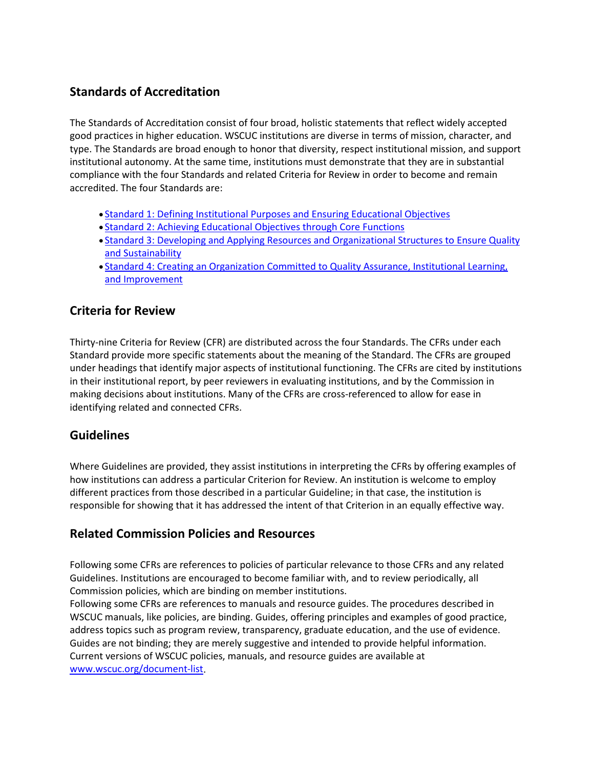## Standards of Accreditation

The Standards of Accreditation consist of four broad, holistic statements that reflect widely accepted good practices in higher education. WSCUC institutions are diverse in terms of mission, character, and type. The Standards are broad enough to honor that diversity, respect institutional mission, and support institutional autonomy. At the same time, institutions must demonstrate that they are in substantial compliance with the four Standards and related Criteria for Review in order to become and remain accredited. The four Standards are:

- Standard 1: Defining Institutional Purposes and Ensuring Educational Objectives
- Standard 2: Achieving Educational Objectives through Core Functions
- Standard 3: Developing and Applying Resources and Organizational Structures to Ensure Quality and Sustainability
- Standard 4: Creating an Organization Committed to Quality Assurance, Institutional Learning, and Improvement

## Criteria for Review

Thirty-nine Criteria for Review (CFR) are distributed across the four Standards. The CFRs under each Standard provide more specific statements about the meaning of the Standard. The CFRs are grouped under headings that identify major aspects of institutional functioning. The CFRs are cited by institutions in their institutional report, by peer reviewers in evaluating institutions, and by the Commission in making decisions about institutions. Many of the CFRs are cross-referenced to allow for ease in identifying related and connected CFRs.

## Guidelines

Where Guidelines are provided, they assist institutions in interpreting the CFRs by offering examples of how institutions can address a particular Criterion for Review. An institution is welcome to employ different practices from those described in a particular Guideline; in that case, the institution is responsible for showing that it has addressed the intent of that Criterion in an equally effective way.

## Related Commission Policies and Resources

Following some CFRs are references to policies of particular relevance to those CFRs and any related Guidelines. Institutions are encouraged to become familiar with, and to review periodically, all Commission policies, which are binding on member institutions.

Following some CFRs are references to manuals and resource guides. The procedures described in WSCUC manuals, like policies, are binding. Guides, offering principles and examples of good practice, address topics such as program review, transparency, graduate education, and the use of evidence. Guides are not binding; they are merely suggestive and intended to provide helpful information. Current versions of WSCUC policies, manuals, and resource guides are available at www.wscuc.org/document-list.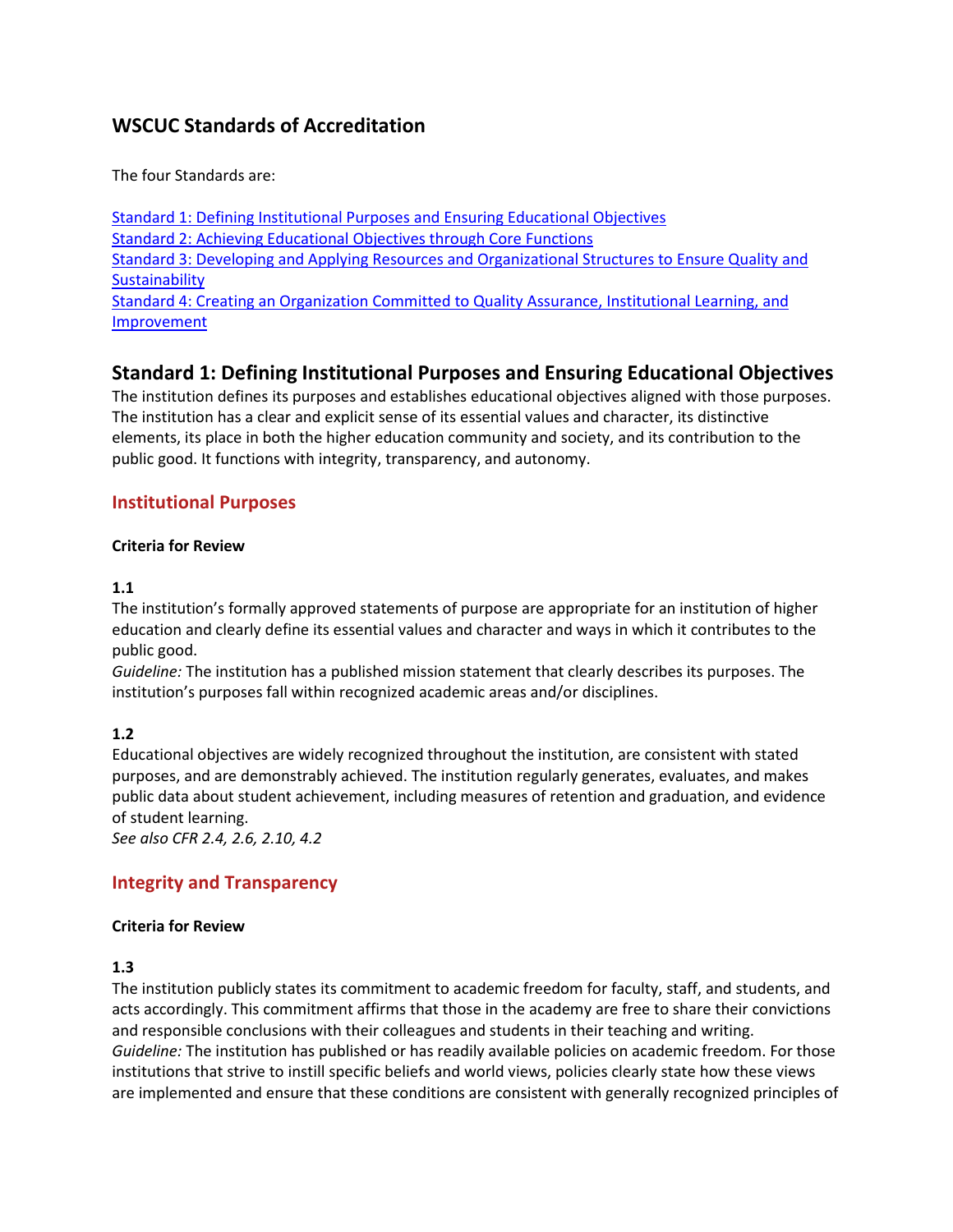## WSCUC Standards of Accreditation

The four Standards are:

[Standard 1: Defining Institutional Purposes and Ensuring Educational Objectives](#)
[Standard 2: Achieving Educational Objectives through Core Functions](#)
[Standard 3: Developing and Applying Resources and Organizational Structures to Ensure Quality and Sustainability](#)
[Standard 4: Creating an Organization Committed to Quality Assurance, Institutional Learning, and Improvement](#)

## Standard 1: Defining Institutional Purposes and Ensuring Educational Objectives

The institution defines its purposes and establishes educational objectives aligned with those purposes. The institution has a clear and explicit sense of its essential values and character, its distinctive elements, its place in both the higher education community and society, and its contribution to the public good. It functions with integrity, transparency, and autonomy.

### Institutional Purposes

**Criteria for Review**

**1.1**
The institution's formally approved statements of purpose are appropriate for an institution of higher education and clearly define its essential values and character and ways in which it contributes to the public good.
*Guideline:* The institution has a published mission statement that clearly describes its purposes. The institution's purposes fall within recognized academic areas and/or disciplines.

**1.2**
Educational objectives are widely recognized throughout the institution, are consistent with stated purposes, and are demonstrably achieved. The institution regularly generates, evaluates, and makes public data about student achievement, including measures of retention and graduation, and evidence of student learning.
*See also CFR 2.4, 2.6, 2.10, 4.2*

### Integrity and Transparency

**Criteria for Review**

**1.3**
The institution publicly states its commitment to academic freedom for faculty, staff, and students, and acts accordingly. This commitment affirms that those in the academy are free to share their convictions and responsible conclusions with their colleagues and students in their teaching and writing.
*Guideline:* The institution has published or has readily available policies on academic freedom. For those institutions that strive to instill specific beliefs and world views, policies clearly state how these views are implemented and ensure that these conditions are consistent with generally recognized principles of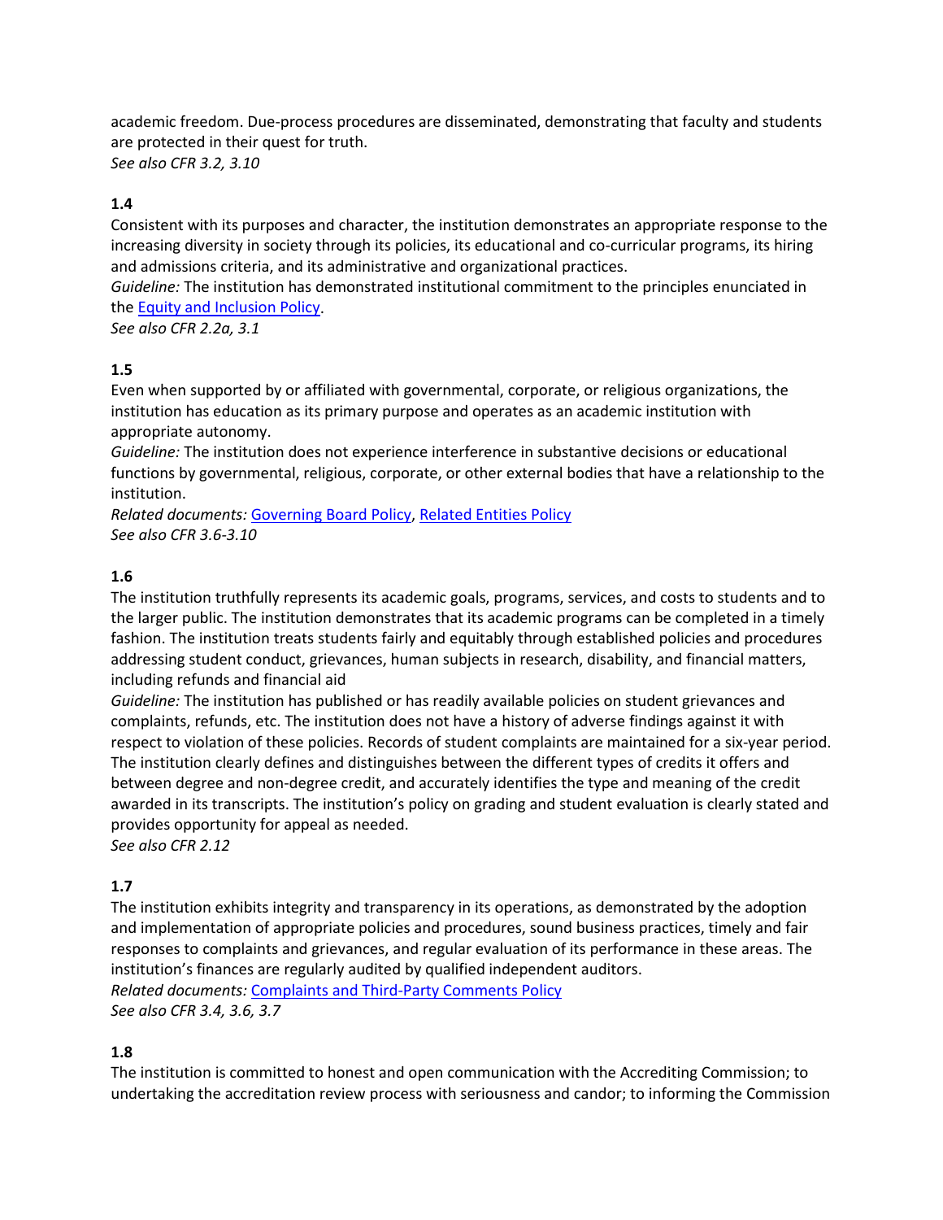academic freedom. Due-process procedures are disseminated, demonstrating that faculty and students are protected in their quest for truth.
*See also CFR 3.2, 3.10*

**1.4**
Consistent with its purposes and character, the institution demonstrates an appropriate response to the increasing diversity in society through its policies, its educational and co-curricular programs, its hiring and admissions criteria, and its administrative and organizational practices.
*Guideline:* The institution has demonstrated institutional commitment to the principles enunciated in the Equity and Inclusion Policy.
*See also CFR 2.2a, 3.1*

**1.5**
Even when supported by or affiliated with governmental, corporate, or religious organizations, the institution has education as its primary purpose and operates as an academic institution with appropriate autonomy.
*Guideline:* The institution does not experience interference in substantive decisions or educational functions by governmental, religious, corporate, or other external bodies that have a relationship to the institution.
*Related documents:* Governing Board Policy, Related Entities Policy
*See also CFR 3.6-3.10*

**1.6**
The institution truthfully represents its academic goals, programs, services, and costs to students and to the larger public. The institution demonstrates that its academic programs can be completed in a timely fashion. The institution treats students fairly and equitably through established policies and procedures addressing student conduct, grievances, human subjects in research, disability, and financial matters, including refunds and financial aid
*Guideline:* The institution has published or has readily available policies on student grievances and complaints, refunds, etc. The institution does not have a history of adverse findings against it with respect to violation of these policies. Records of student complaints are maintained for a six-year period. The institution clearly defines and distinguishes between the different types of credits it offers and between degree and non-degree credit, and accurately identifies the type and meaning of the credit awarded in its transcripts. The institution's policy on grading and student evaluation is clearly stated and provides opportunity for appeal as needed.
*See also CFR 2.12*

**1.7**
The institution exhibits integrity and transparency in its operations, as demonstrated by the adoption and implementation of appropriate policies and procedures, sound business practices, timely and fair responses to complaints and grievances, and regular evaluation of its performance in these areas. The institution's finances are regularly audited by qualified independent auditors.
*Related documents:* Complaints and Third-Party Comments Policy
*See also CFR 3.4, 3.6, 3.7*

**1.8**
The institution is committed to honest and open communication with the Accrediting Commission; to undertaking the accreditation review process with seriousness and candor; to informing the Commission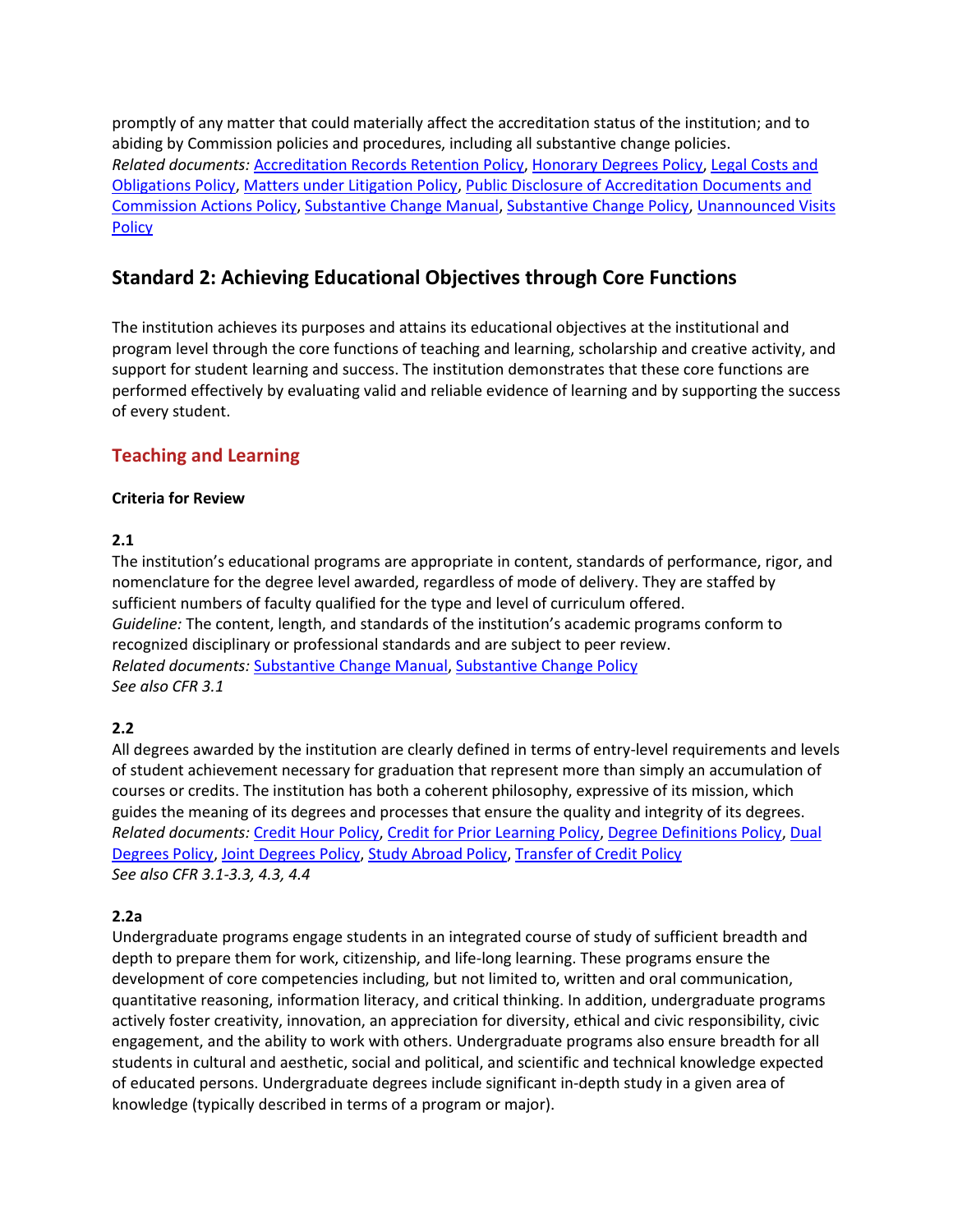promptly of any matter that could materially affect the accreditation status of the institution; and to abiding by Commission policies and procedures, including all substantive change policies.
*Related documents:* Accreditation Records Retention Policy, Honorary Degrees Policy, Legal Costs and Obligations Policy, Matters under Litigation Policy, Public Disclosure of Accreditation Documents and Commission Actions Policy, Substantive Change Manual, Substantive Change Policy, Unannounced Visits Policy

## Standard 2: Achieving Educational Objectives through Core Functions

The institution achieves its purposes and attains its educational objectives at the institutional and program level through the core functions of teaching and learning, scholarship and creative activity, and support for student learning and success. The institution demonstrates that these core functions are performed effectively by evaluating valid and reliable evidence of learning and by supporting the success of every student.

### Teaching and Learning

**Criteria for Review**

**2.1**
The institution's educational programs are appropriate in content, standards of performance, rigor, and nomenclature for the degree level awarded, regardless of mode of delivery. They are staffed by sufficient numbers of faculty qualified for the type and level of curriculum offered.
*Guideline:* The content, length, and standards of the institution's academic programs conform to recognized disciplinary or professional standards and are subject to peer review.
*Related documents:* Substantive Change Manual, Substantive Change Policy
*See also CFR 3.1*

**2.2**
All degrees awarded by the institution are clearly defined in terms of entry-level requirements and levels of student achievement necessary for graduation that represent more than simply an accumulation of courses or credits. The institution has both a coherent philosophy, expressive of its mission, which guides the meaning of its degrees and processes that ensure the quality and integrity of its degrees.
*Related documents:* Credit Hour Policy, Credit for Prior Learning Policy, Degree Definitions Policy, Dual Degrees Policy, Joint Degrees Policy, Study Abroad Policy, Transfer of Credit Policy
*See also CFR 3.1-3.3, 4.3, 4.4*

**2.2a**
Undergraduate programs engage students in an integrated course of study of sufficient breadth and depth to prepare them for work, citizenship, and life-long learning. These programs ensure the development of core competencies including, but not limited to, written and oral communication, quantitative reasoning, information literacy, and critical thinking. In addition, undergraduate programs actively foster creativity, innovation, an appreciation for diversity, ethical and civic responsibility, civic engagement, and the ability to work with others. Undergraduate programs also ensure breadth for all students in cultural and aesthetic, social and political, and scientific and technical knowledge expected of educated persons. Undergraduate degrees include significant in-depth study in a given area of knowledge (typically described in terms of a program or major).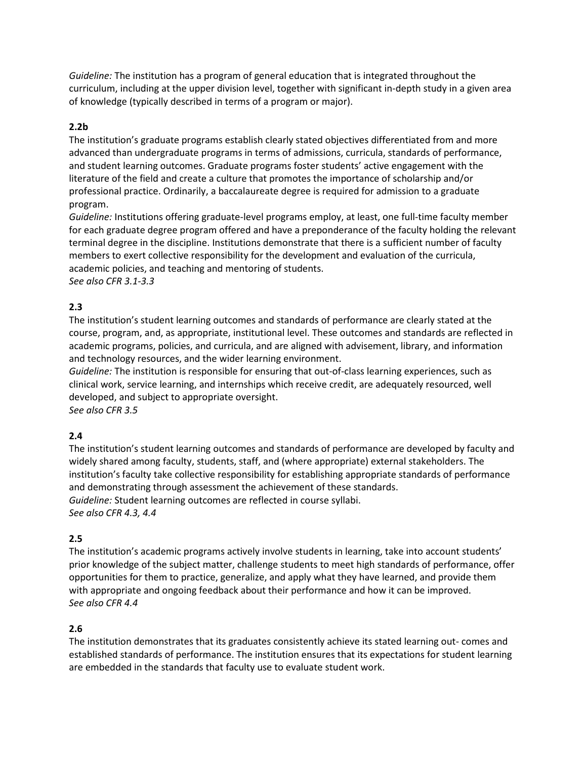*Guideline:* The institution has a program of general education that is integrated throughout the curriculum, including at the upper division level, together with significant in-depth study in a given area of knowledge (typically described in terms of a program or major).

**2.2b**

The institution's graduate programs establish clearly stated objectives differentiated from and more advanced than undergraduate programs in terms of admissions, curricula, standards of performance, and student learning outcomes. Graduate programs foster students' active engagement with the literature of the field and create a culture that promotes the importance of scholarship and/or professional practice. Ordinarily, a baccalaureate degree is required for admission to a graduate program.

*Guideline:* Institutions offering graduate-level programs employ, at least, one full-time faculty member for each graduate degree program offered and have a preponderance of the faculty holding the relevant terminal degree in the discipline. Institutions demonstrate that there is a sufficient number of faculty members to exert collective responsibility for the development and evaluation of the curricula, academic policies, and teaching and mentoring of students.

*See also CFR 3.1-3.3*

**2.3**

The institution's student learning outcomes and standards of performance are clearly stated at the course, program, and, as appropriate, institutional level. These outcomes and standards are reflected in academic programs, policies, and curricula, and are aligned with advisement, library, and information and technology resources, and the wider learning environment.

*Guideline:* The institution is responsible for ensuring that out-of-class learning experiences, such as clinical work, service learning, and internships which receive credit, are adequately resourced, well developed, and subject to appropriate oversight.

*See also CFR 3.5*

**2.4**

The institution's student learning outcomes and standards of performance are developed by faculty and widely shared among faculty, students, staff, and (where appropriate) external stakeholders. The institution's faculty take collective responsibility for establishing appropriate standards of performance and demonstrating through assessment the achievement of these standards.

*Guideline:* Student learning outcomes are reflected in course syllabi.

*See also CFR 4.3, 4.4*

**2.5**

The institution's academic programs actively involve students in learning, take into account students' prior knowledge of the subject matter, challenge students to meet high standards of performance, offer opportunities for them to practice, generalize, and apply what they have learned, and provide them with appropriate and ongoing feedback about their performance and how it can be improved.

*See also CFR 4.4*

**2.6**

The institution demonstrates that its graduates consistently achieve its stated learning out- comes and established standards of performance. The institution ensures that its expectations for student learning are embedded in the standards that faculty use to evaluate student work.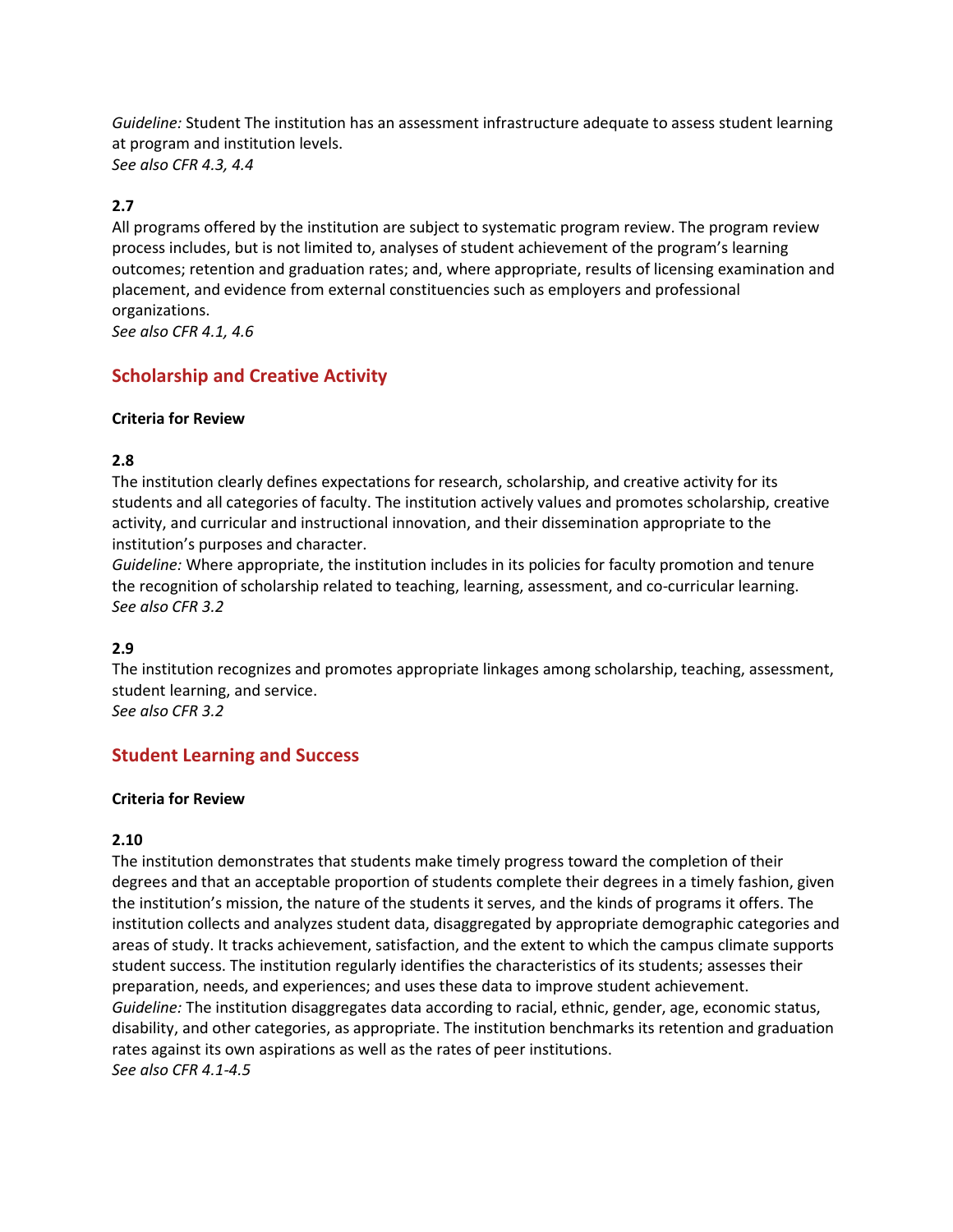*Guideline:* Student The institution has an assessment infrastructure adequate to assess student learning at program and institution levels.
*See also CFR 4.3, 4.4*

**2.7**
All programs offered by the institution are subject to systematic program review. The program review process includes, but is not limited to, analyses of student achievement of the program's learning outcomes; retention and graduation rates; and, where appropriate, results of licensing examination and placement, and evidence from external constituencies such as employers and professional organizations.
*See also CFR 4.1, 4.6*

## Scholarship and Creative Activity

**Criteria for Review**

**2.8**
The institution clearly defines expectations for research, scholarship, and creative activity for its students and all categories of faculty. The institution actively values and promotes scholarship, creative activity, and curricular and instructional innovation, and their dissemination appropriate to the institution's purposes and character.
*Guideline:* Where appropriate, the institution includes in its policies for faculty promotion and tenure the recognition of scholarship related to teaching, learning, assessment, and co-curricular learning.
*See also CFR 3.2*

**2.9**
The institution recognizes and promotes appropriate linkages among scholarship, teaching, assessment, student learning, and service.
*See also CFR 3.2*

## Student Learning and Success

**Criteria for Review**

**2.10**
The institution demonstrates that students make timely progress toward the completion of their degrees and that an acceptable proportion of students complete their degrees in a timely fashion, given the institution's mission, the nature of the students it serves, and the kinds of programs it offers. The institution collects and analyzes student data, disaggregated by appropriate demographic categories and areas of study. It tracks achievement, satisfaction, and the extent to which the campus climate supports student success. The institution regularly identifies the characteristics of its students; assesses their preparation, needs, and experiences; and uses these data to improve student achievement.
*Guideline:* The institution disaggregates data according to racial, ethnic, gender, age, economic status, disability, and other categories, as appropriate. The institution benchmarks its retention and graduation rates against its own aspirations as well as the rates of peer institutions.
*See also CFR 4.1-4.5*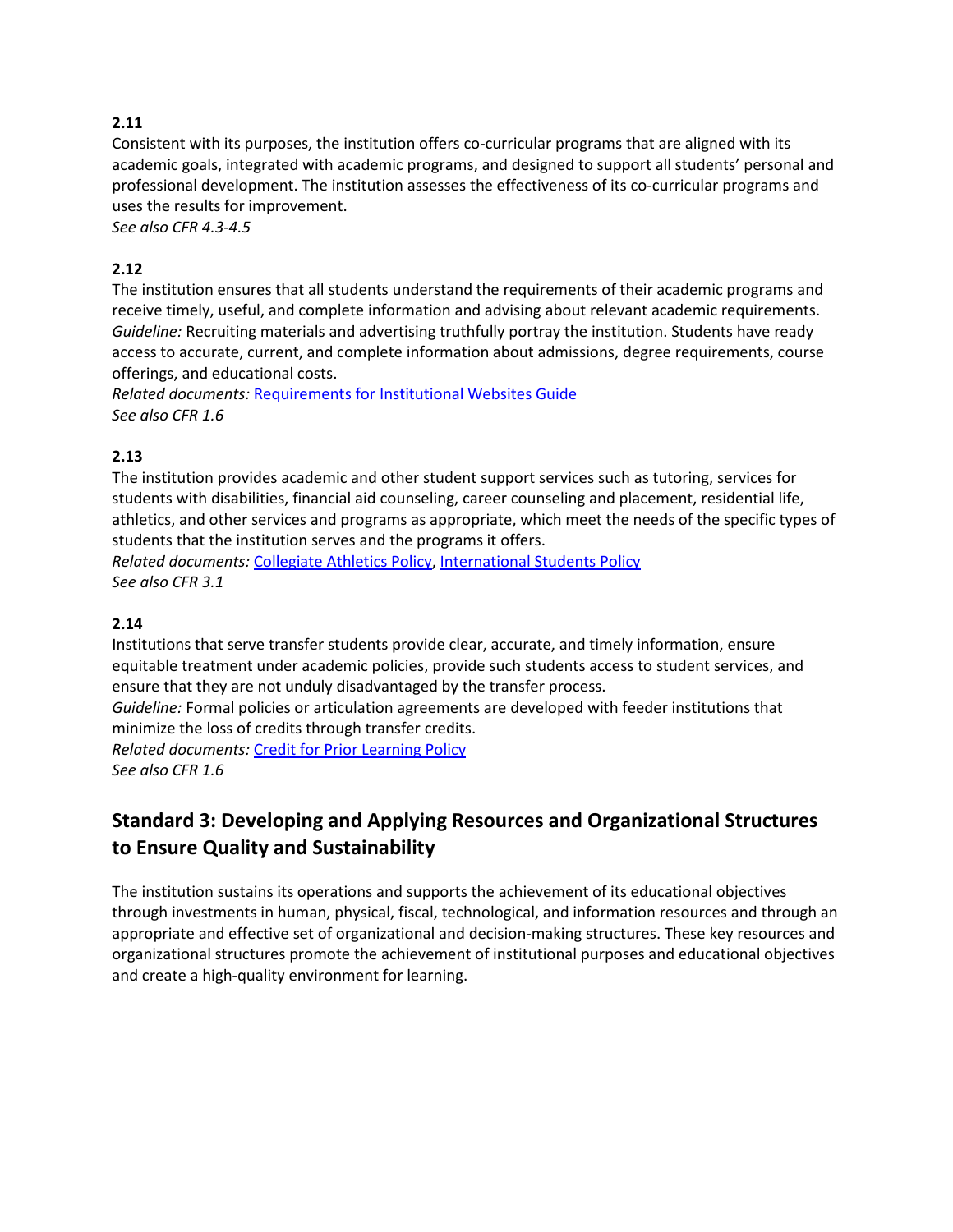**2.11**

Consistent with its purposes, the institution offers co-curricular programs that are aligned with its academic goals, integrated with academic programs, and designed to support all students' personal and professional development. The institution assesses the effectiveness of its co-curricular programs and uses the results for improvement.

*See also CFR 4.3-4.5*

**2.12**

The institution ensures that all students understand the requirements of their academic programs and receive timely, useful, and complete information and advising about relevant academic requirements.

*Guideline:* Recruiting materials and advertising truthfully portray the institution. Students have ready access to accurate, current, and complete information about admissions, degree requirements, course offerings, and educational costs.

*Related documents:* Requirements for Institutional Websites Guide

*See also CFR 1.6*

**2.13**

The institution provides academic and other student support services such as tutoring, services for students with disabilities, financial aid counseling, career counseling and placement, residential life, athletics, and other services and programs as appropriate, which meet the needs of the specific types of students that the institution serves and the programs it offers.

*Related documents:* Collegiate Athletics Policy, International Students Policy

*See also CFR 3.1*

**2.14**

Institutions that serve transfer students provide clear, accurate, and timely information, ensure equitable treatment under academic policies, provide such students access to student services, and ensure that they are not unduly disadvantaged by the transfer process.

*Guideline:* Formal policies or articulation agreements are developed with feeder institutions that minimize the loss of credits through transfer credits.

*Related documents:* Credit for Prior Learning Policy

*See also CFR 1.6*

## Standard 3: Developing and Applying Resources and Organizational Structures to Ensure Quality and Sustainability

The institution sustains its operations and supports the achievement of its educational objectives through investments in human, physical, fiscal, technological, and information resources and through an appropriate and effective set of organizational and decision-making structures. These key resources and organizational structures promote the achievement of institutional purposes and educational objectives and create a high-quality environment for learning.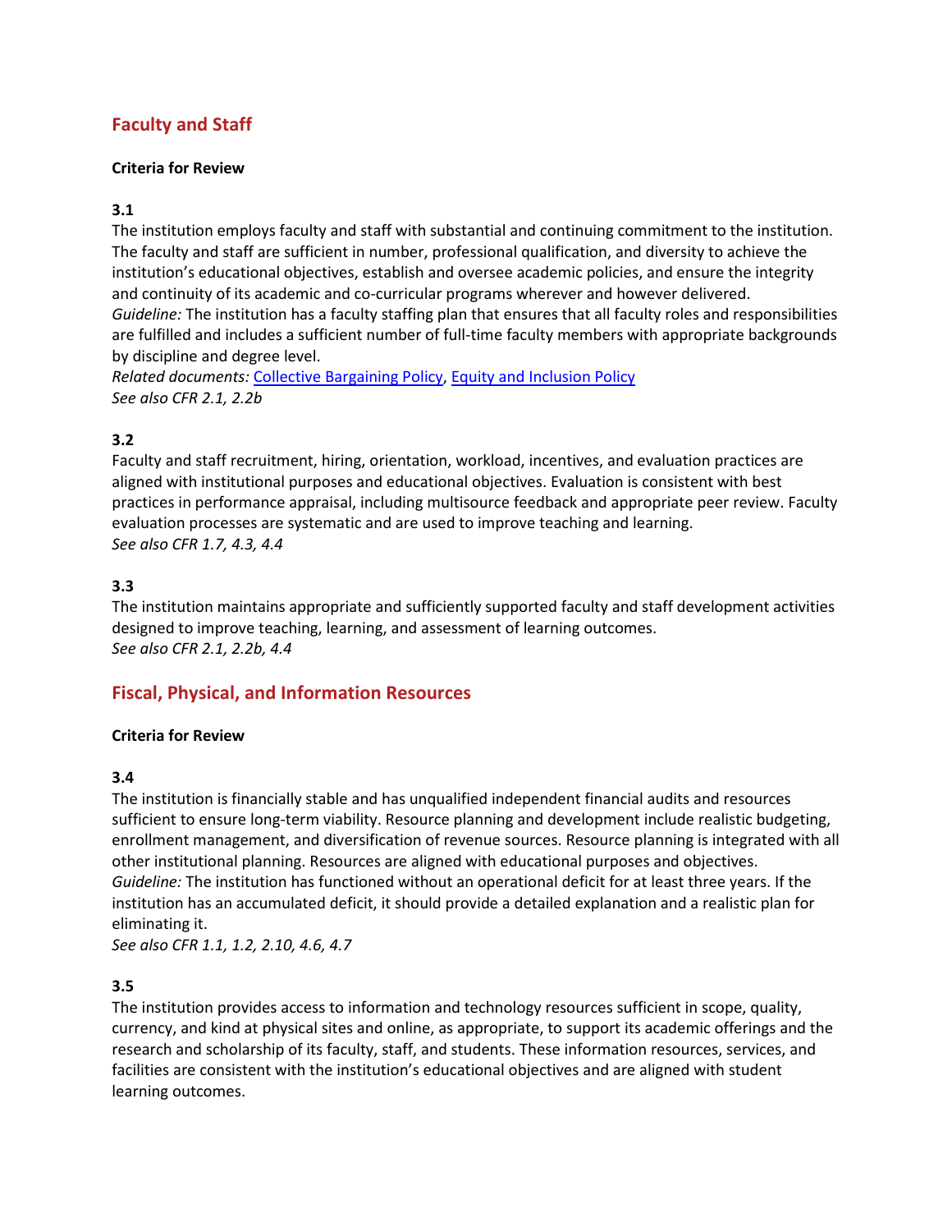## Fafaculty and Staff

**Criteria for Review**

**3.1**
The institution employs faculty and staff with substantial and continuing commitment to the institution. The faculty and staff are sufficient in number, professional qualification, and diversity to achieve the institution's educational objectives, establish and oversee academic policies, and ensure the integrity and continuity of its academic and co-curricular programs wherever and however delivered.
*Guideline:* The institution has a faculty staffing plan that ensures that all faculty roles and responsibilities are fulfilled and includes a sufficient number of full-time faculty members with appropriate backgrounds by discipline and degree level.
*Related documents:* Collective Bargaining Policy, Equity and Inclusion Policy
*See also CFR 2.1, 2.2b*

**3.2**
Faculty and staff recruitment, hiring, orientation, workload, incentives, and evaluation practices are aligned with institutional purposes and educational objectives. Evaluation is consistent with best practices in performance appraisal, including multisource feedback and appropriate peer review. Faculty evaluation processes are systematic and are used to improve teaching and learning.
*See also CFR 1.7, 4.3, 4.4*

**3.3**
The institution maintains appropriate and sufficiently supported faculty and staff development activities designed to improve teaching, learning, and assessment of learning outcomes.
*See also CFR 2.1, 2.2b, 4.4*

## Fiscal, Physical, and Information Resources

**Criteria for Review**

**3.4**
The institution is financially stable and has unqualified independent financial audits and resources sufficient to ensure long-term viability. Resource planning and development include realistic budgeting, enrollment management, and diversification of revenue sources. Resource planning is integrated with all other institutional planning. Resources are aligned with educational purposes and objectives.
*Guideline:* The institution has functioned without an operational deficit for at least three years. If the institution has an accumulated deficit, it should provide a detailed explanation and a realistic plan for eliminating it.
*See also CFR 1.1, 1.2, 2.10, 4.6, 4.7*

**3.5**
The institution provides access to information and technology resources sufficient in scope, quality, currency, and kind at physical sites and online, as appropriate, to support its academic offerings and the research and scholarship of its faculty, staff, and students. These information resources, services, and facilities are consistent with the institution's educational objectives and are aligned with student learning outcomes.

## Faculty and Staff

**Criteria for Review**

**3.1**
The institution employs faculty and staff with substantial and continuing commitment to the institution. The faculty and staff are sufficient in number, professional qualification, and diversity to achieve the institution's educational objectives, establish and oversee academic policies, and ensure the integrity and continuity of its academic and co-curricular programs wherever and however delivered.
*Guideline:* The institution has a faculty staffing plan that ensures that all faculty roles and responsibilities are fulfilled and includes a sufficient number of full-time faculty members with appropriate backgrounds by discipline and degree level.
*Related documents:* Collective Bargaining Policy, Equity and Inclusion Policy
*See also CFR 2.1, 2.2b*

**3.2**
Faculty and staff recruitment, hiring, orientation, workload, incentives, and evaluation practices are aligned with institutional purposes and educational objectives. Evaluation is consistent with best practices in performance appraisal, including multisource feedback and appropriate peer review. Faculty evaluation processes are systematic and are used to improve teaching and learning.
*See also CFR 1.7, 4.3, 4.4*

**3.3**
The institution maintains appropriate and sufficiently supported faculty and staff development activities designed to improve teaching, learning, and assessment of learning outcomes.
*See also CFR 2.1, 2.2b, 4.4*

## Fiscal, Physical, and Information Resources

**Criteria for Review**

**3.4**
The institution is financially stable and has unqualified independent financial audits and resources sufficient to ensure long-term viability. Resource planning and development include realistic budgeting, enrollment management, and diversification of revenue sources. Resource planning is integrated with all other institutional planning. Resources are aligned with educational purposes and objectives.
*Guideline:* The institution has functioned without an operational deficit for at least three years. If the institution has an accumulated deficit, it should provide a detailed explanation and a realistic plan for eliminating it.
*See also CFR 1.1, 1.2, 2.10, 4.6, 4.7*

**3.5**
The institution provides access to information and technology resources sufficient in scope, quality, currency, and kind at physical sites and online, as appropriate, to support its academic offerings and the research and scholarship of its faculty, staff, and students. These information resources, services, and facilities are consistent with the institution's educational objectives and are aligned with student learning outcomes.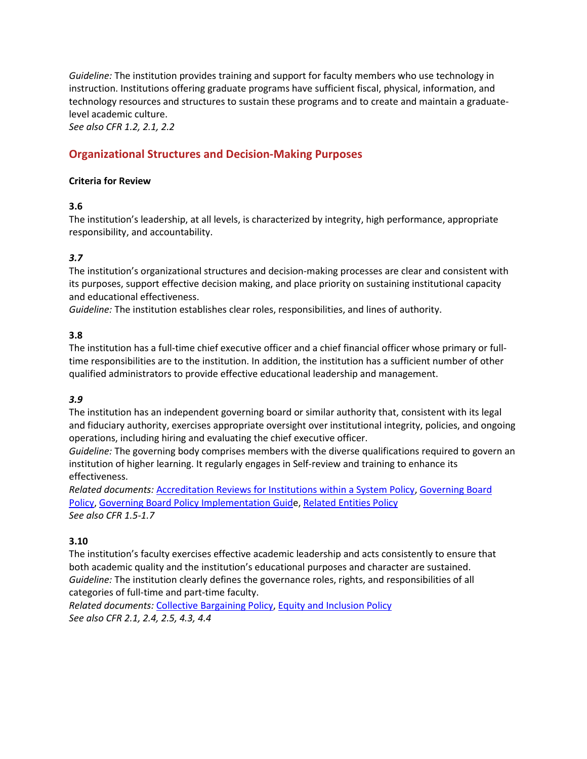*Guideline:* The institution provides training and support for faculty members who use technology in instruction. Institutions offering graduate programs have sufficient fiscal, physical, information, and technology resources and structures to sustain these programs and to create and maintain a graduate-level academic culture.
*See also CFR 1.2, 2.1, 2.2*

## Organizational Structures and Decision-Making Purposes

**Criteria for Review**

**3.6**
The institution's leadership, at all levels, is characterized by integrity, high performance, appropriate responsibility, and accountability.

***3.7***
The institution's organizational structures and decision-making processes are clear and consistent with its purposes, support effective decision making, and place priority on sustaining institutional capacity and educational effectiveness.
*Guideline:* The institution establishes clear roles, responsibilities, and lines of authority.

**3.8**
The institution has a full-time chief executive officer and a chief financial officer whose primary or full-time responsibilities are to the institution. In addition, the institution has a sufficient number of other qualified administrators to provide effective educational leadership and management.

***3.9***
The institution has an independent governing board or similar authority that, consistent with its legal and fiduciary authority, exercises appropriate oversight over institutional integrity, policies, and ongoing operations, including hiring and evaluating the chief executive officer.
*Guideline:* The governing body comprises members with the diverse qualifications required to govern an institution of higher learning. It regularly engages in Self-review and training to enhance its effectiveness.
*Related documents:* Accreditation Reviews for Institutions within a System Policy, Governing Board Policy, Governing Board Policy Implementation Guide, Related Entities Policy
*See also CFR 1.5-1.7*

**3.10**
The institution's faculty exercises effective academic leadership and acts consistently to ensure that both academic quality and the institution's educational purposes and character are sustained.
*Guideline:* The institution clearly defines the governance roles, rights, and responsibilities of all categories of full-time and part-time faculty.
*Related documents:* Collective Bargaining Policy, Equity and Inclusion Policy
*See also CFR 2.1, 2.4, 2.5, 4.3, 4.4*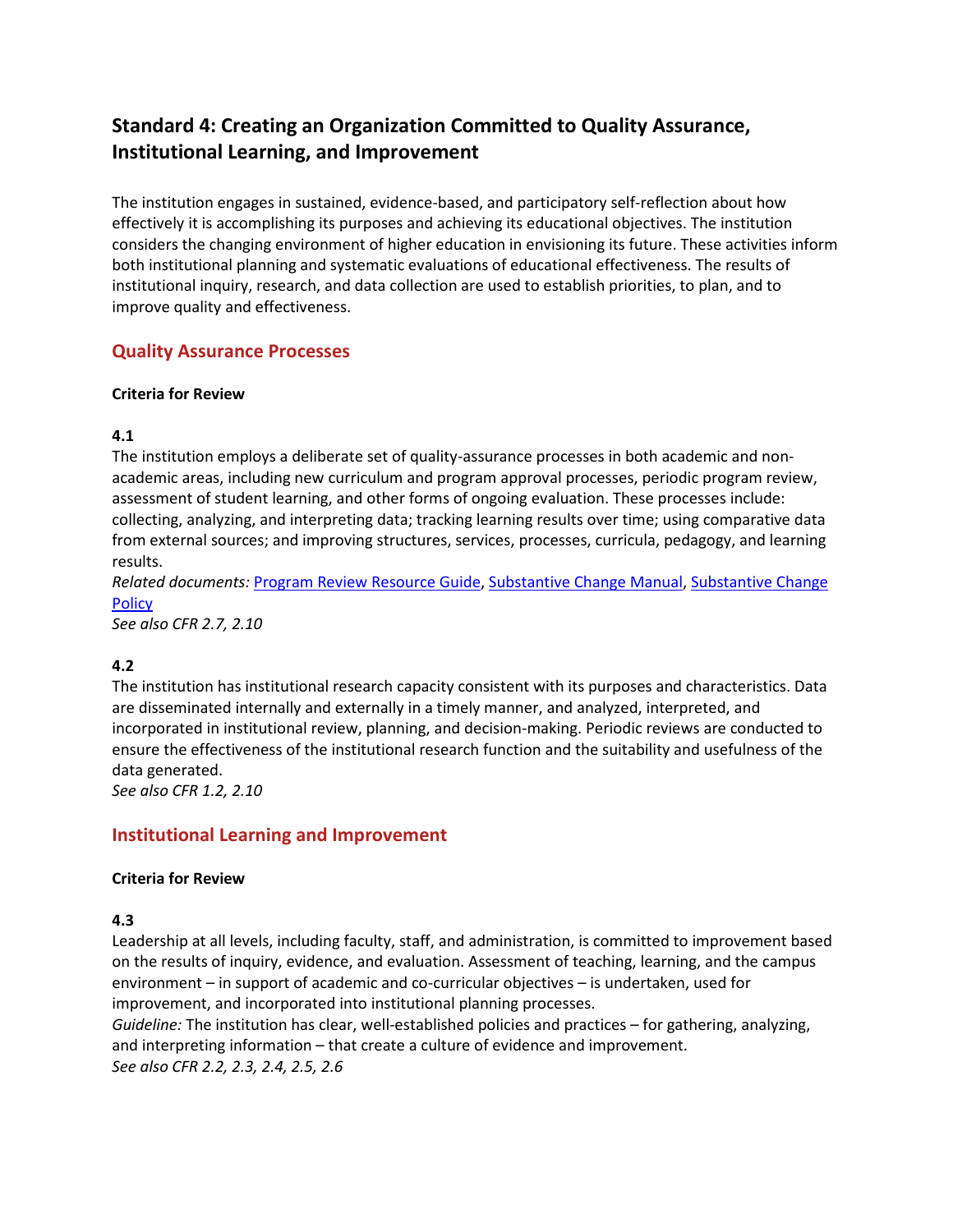## Standard 4: Creating an Organization Committed to Quality Assurance, Institutional Learning, and Improvement

The institution engages in sustained, evidence-based, and participatory self-reflection about how effectively it is accomplishing its purposes and achieving its educational objectives. The institution considers the changing environment of higher education in envisioning its future. These activities inform both institutional planning and systematic evaluations of educational effectiveness. The results of institutional inquiry, research, and data collection are used to establish priorities, to plan, and to improve quality and effectiveness.

### Quality Assurance Processes

**Criteria for Review**

**4.1**
The institution employs a deliberate set of quality-assurance processes in both academic and non-academic areas, including new curriculum and program approval processes, periodic program review, assessment of student learning, and other forms of ongoing evaluation. These processes include: collecting, analyzing, and interpreting data; tracking learning results over time; using comparative data from external sources; and improving structures, services, processes, curricula, pedagogy, and learning results.
*Related documents:* Program Review Resource Guide, Substantive Change Manual, Substantive Change Policy
*See also CFR 2.7, 2.10*

**4.2**
The institution has institutional research capacity consistent with its purposes and characteristics. Data are disseminated internally and externally in a timely manner, and analyzed, interpreted, and incorporated in institutional review, planning, and decision-making. Periodic reviews are conducted to ensure the effectiveness of the institutional research function and the suitability and usefulness of the data generated.
*See also CFR 1.2, 2.10*

### Institutional Learning and Improvement

**Criteria for Review**

**4.3**
Leadership at all levels, including faculty, staff, and administration, is committed to improvement based on the results of inquiry, evidence, and evaluation. Assessment of teaching, learning, and the campus environment – in support of academic and co-curricular objectives – is undertaken, used for improvement, and incorporated into institutional planning processes.
*Guideline:* The institution has clear, well-established policies and practices – for gathering, analyzing, and interpreting information – that create a culture of evidence and improvement.
*See also CFR 2.2, 2.3, 2.4, 2.5, 2.6*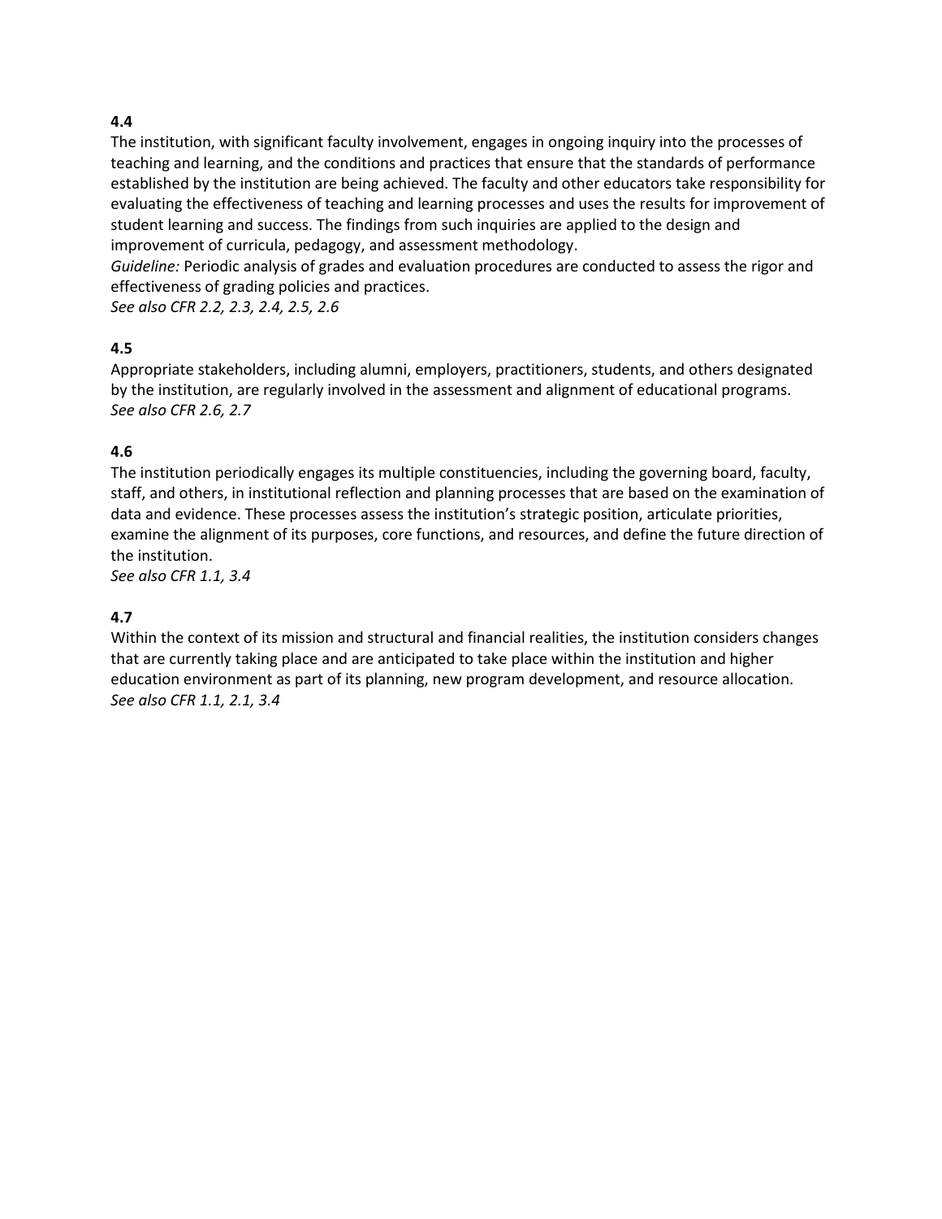**4.4**

The institution, with significant faculty involvement, engages in ongoing inquiry into the processes of teaching and learning, and the conditions and practices that ensure that the standards of performance established by the institution are being achieved. The faculty and other educators take responsibility for evaluating the effectiveness of teaching and learning processes and uses the results for improvement of student learning and success. The findings from such inquiries are applied to the design and improvement of curricula, pedagogy, and assessment methodology.

*Guideline:* Periodic analysis of grades and evaluation procedures are conducted to assess the rigor and effectiveness of grading policies and practices.

*See also CFR 2.2, 2.3, 2.4, 2.5, 2.6*

**4.5**

Appropriate stakeholders, including alumni, employers, practitioners, students, and others designated by the institution, are regularly involved in the assessment and alignment of educational programs.

*See also CFR 2.6, 2.7*

**4.6**

The institution periodically engages its multiple constituencies, including the governing board, faculty, staff, and others, in institutional reflection and planning processes that are based on the examination of data and evidence. These processes assess the institution's strategic position, articulate priorities, examine the alignment of its purposes, core functions, and resources, and define the future direction of the institution.

*See also CFR 1.1, 3.4*

**4.7**

Within the context of its mission and structural and financial realities, the institution considers changes that are currently taking place and are anticipated to take place within the institution and higher education environment as part of its planning, new program development, and resource allocation.

*See also CFR 1.1, 2.1, 3.4*